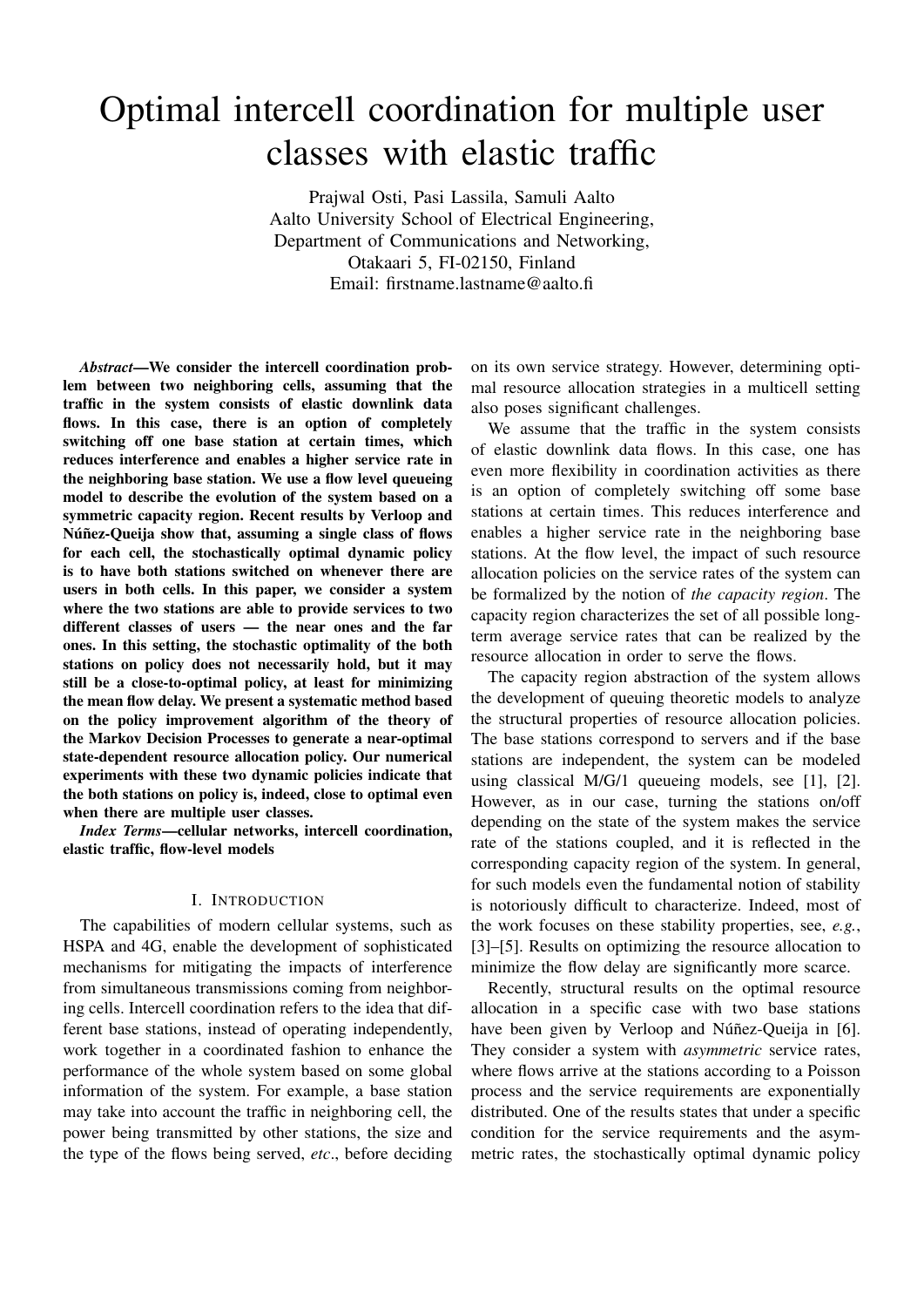# Optimal intercell coordination for multiple user classes with elastic traffic

Prajwal Osti, Pasi Lassila, Samuli Aalto
Aalto University School of Electrical Engineering,
Department of Communications and Networking,
Otakaari 5, FI-02150, Finland
Email: firstname.lastname@aalto.fi

***Abstract*—We consider the intercell coordination problem between two neighboring cells, assuming that the traffic in the system consists of elastic downlink data flows. In this case, there is an option of completely switching off one base station at certain times, which reduces interference and enables a higher service rate in the neighboring base station. We use a flow level queueing model to describe the evolution of the system based on a symmetric capacity region. Recent results by Verloop and Núñez-Queija show that, assuming a single class of flows for each cell, the stochastically optimal dynamic policy is to have both stations switched on whenever there are users in both cells. In this paper, we consider a system where the two stations are able to provide services to two different classes of users — the near ones and the far ones. In this setting, the stochastic optimality of the both stations on policy does not necessarily hold, but it may still be a close-to-optimal policy, at least for minimizing the mean flow delay. We present a systematic method based on the policy improvement algorithm of the theory of the Markov Decision Processes to generate a near-optimal state-dependent resource allocation policy. Our numerical experiments with these two dynamic policies indicate that the both stations on policy is, indeed, close to optimal even when there are multiple user classes.**

***Index Terms*—cellular networks, intercell coordination, elastic traffic, flow-level models**

## I. Introduction

The capabilities of modern cellular systems, such as HSPA and 4G, enable the development of sophisticated mechanisms for mitigating the impacts of interference from simultaneous transmissions coming from neighboring cells. Intercell coordination refers to the idea that different base stations, instead of operating independently, work together in a coordinated fashion to enhance the performance of the whole system based on some global information of the system. For example, a base station may take into account the traffic in neighboring cell, the power being transmitted by other stations, the size and the type of the flows being served, *etc*., before deciding on its own service strategy. However, determining optimal resource allocation strategies in a multicell setting also poses significant challenges.

We assume that the traffic in the system consists of elastic downlink data flows. In this case, one has even more flexibility in coordination activities as there is an option of completely switching off some base stations at certain times. This reduces interference and enables a higher service rate in the neighboring base stations. At the flow level, the impact of such resource allocation policies on the service rates of the system can be formalized by the notion of *the capacity region*. The capacity region characterizes the set of all possible long-term average service rates that can be realized by the resource allocation in order to serve the flows.

The capacity region abstraction of the system allows the development of queuing theoretic models to analyze the structural properties of resource allocation policies. The base stations correspond to servers and if the base stations are independent, the system can be modeled using classical M/G/1 queueing models, see [1], [2]. However, as in our case, turning the stations on/off depending on the state of the system makes the service rate of the stations coupled, and it is reflected in the corresponding capacity region of the system. In general, for such models even the fundamental notion of stability is notoriously difficult to characterize. Indeed, most of the work focuses on these stability properties, see, *e.g.*, [3]–[5]. Results on optimizing the resource allocation to minimize the flow delay are significantly more scarce.

Recently, structural results on the optimal resource allocation in a specific case with two base stations have been given by Verloop and Núñez-Queija in [6]. They consider a system with *asymmetric* service rates, where flows arrive at the stations according to a Poisson process and the service requirements are exponentially distributed. One of the results states that under a specific condition for the service requirements and the asymmetric rates, the stochastically optimal dynamic policy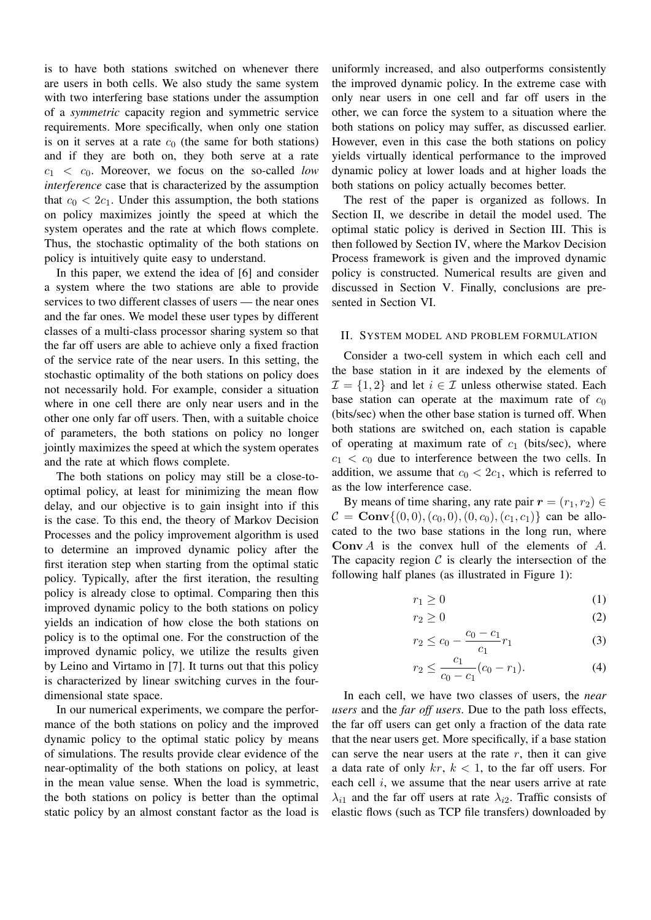is to have both stations switched on whenever there are users in both cells. We also study the same system with two interfering base stations under the assumption of a *symmetric* capacity region and symmetric service requirements. More specifically, when only one station is on it serves at a rate $c_0$ (the same for both stations) and if they are both on, they both serve at a rate $c_1 < c_0$. Moreover, we focus on the so-called *low interference* case that is characterized by the assumption that $c_0 < 2c_1$. Under this assumption, the both stations on policy maximizes jointly the speed at which the system operates and the rate at which flows complete. Thus, the stochastic optimality of the both stations on policy is intuitively quite easy to understand.

In this paper, we extend the idea of [6] and consider a system where the two stations are able to provide services to two different classes of users — the near ones and the far ones. We model these user types by different classes of a multi-class processor sharing system so that the far off users are able to achieve only a fixed fraction of the service rate of the near users. In this setting, the stochastic optimality of the both stations on policy does not necessarily hold. For example, consider a situation where in one cell there are only near users and in the other one only far off users. Then, with a suitable choice of parameters, the both stations on policy no longer jointly maximizes the speed at which the system operates and the rate at which flows complete.

The both stations on policy may still be a close-to-optimal policy, at least for minimizing the mean flow delay, and our objective is to gain insight into if this is the case. To this end, the theory of Markov Decision Processes and the policy improvement algorithm is used to determine an improved dynamic policy after the first iteration step when starting from the optimal static policy. Typically, after the first iteration, the resulting policy is already close to optimal. Comparing then this improved dynamic policy to the both stations on policy yields an indication of how close the both stations on policy is to the optimal one. For the construction of the improved dynamic policy, we utilize the results given by Leino and Virtamo in [7]. It turns out that this policy is characterized by linear switching curves in the four-dimensional state space.

In our numerical experiments, we compare the performance of the both stations on policy and the improved dynamic policy to the optimal static policy by means of simulations. The results provide clear evidence of the near-optimality of the both stations on policy, at least in the mean value sense. When the load is symmetric, the both stations on policy is better than the optimal static policy by an almost constant factor as the load is uniformly increased, and also outperforms consistently the improved dynamic policy. In the extreme case with only near users in one cell and far off users in the other, we can force the system to a situation where the both stations on policy may suffer, as discussed earlier. However, even in this case the both stations on policy yields virtually identical performance to the improved dynamic policy at lower loads and at higher loads the both stations on policy actually becomes better.

The rest of the paper is organized as follows. In Section II, we describe in detail the model used. The optimal static policy is derived in Section III. This is then followed by Section IV, where the Markov Decision Process framework is given and the improved dynamic policy is constructed. Numerical results are given and discussed in Section V. Finally, conclusions are presented in Section VI.

## II. System model and problem formulation

Consider a two-cell system in which each cell and the base station in it are indexed by the elements of $\mathcal{I} = \{1, 2\}$ and let $i \in \mathcal{I}$ unless otherwise stated. Each base station can operate at the maximum rate of $c_0$ (bits/sec) when the other base station is turned off. When both stations are switched on, each station is capable of operating at maximum rate of $c_1$ (bits/sec), where $c_1 < c_0$ due to interference between the two cells. In addition, we assume that $c_0 < 2c_1$, which is referred to as the low interference case.

By means of time sharing, any rate pair $\boldsymbol{r} = (r_1, r_2) \in \mathcal{C} = \mathbf{Conv}\{(0,0),(c_0,0),(0,c_0),(c_1,c_1)\}$ can be allocated to the two base stations in the long run, where $\mathbf{Conv}\, A$ is the convex hull of the elements of $A$. The capacity region $\mathcal{C}$ is clearly the intersection of the following half planes (as illustrated in Figure 1):

$$r_1 \geq 0 \tag{1}$$

$$r_2 \geq 0 \tag{2}$$

$$r_2 \leq c_0 - \frac{c_0 - c_1}{c_1} r_1 \tag{3}$$

$$r_2 \leq \frac{c_1}{c_0 - c_1}(c_0 - r_1). \tag{4}$$

In each cell, we have two classes of users, the *near users* and the *far off users*. Due to the path loss effects, the far off users can get only a fraction of the data rate that the near users get. More specifically, if a base station can serve the near users at the rate $r$, then it can give a data rate of only $kr$, $k < 1$, to the far off users. For each cell $i$, we assume that the near users arrive at rate $\lambda_{i1}$ and the far off users at rate $\lambda_{i2}$. Traffic consists of elastic flows (such as TCP file transfers) downloaded by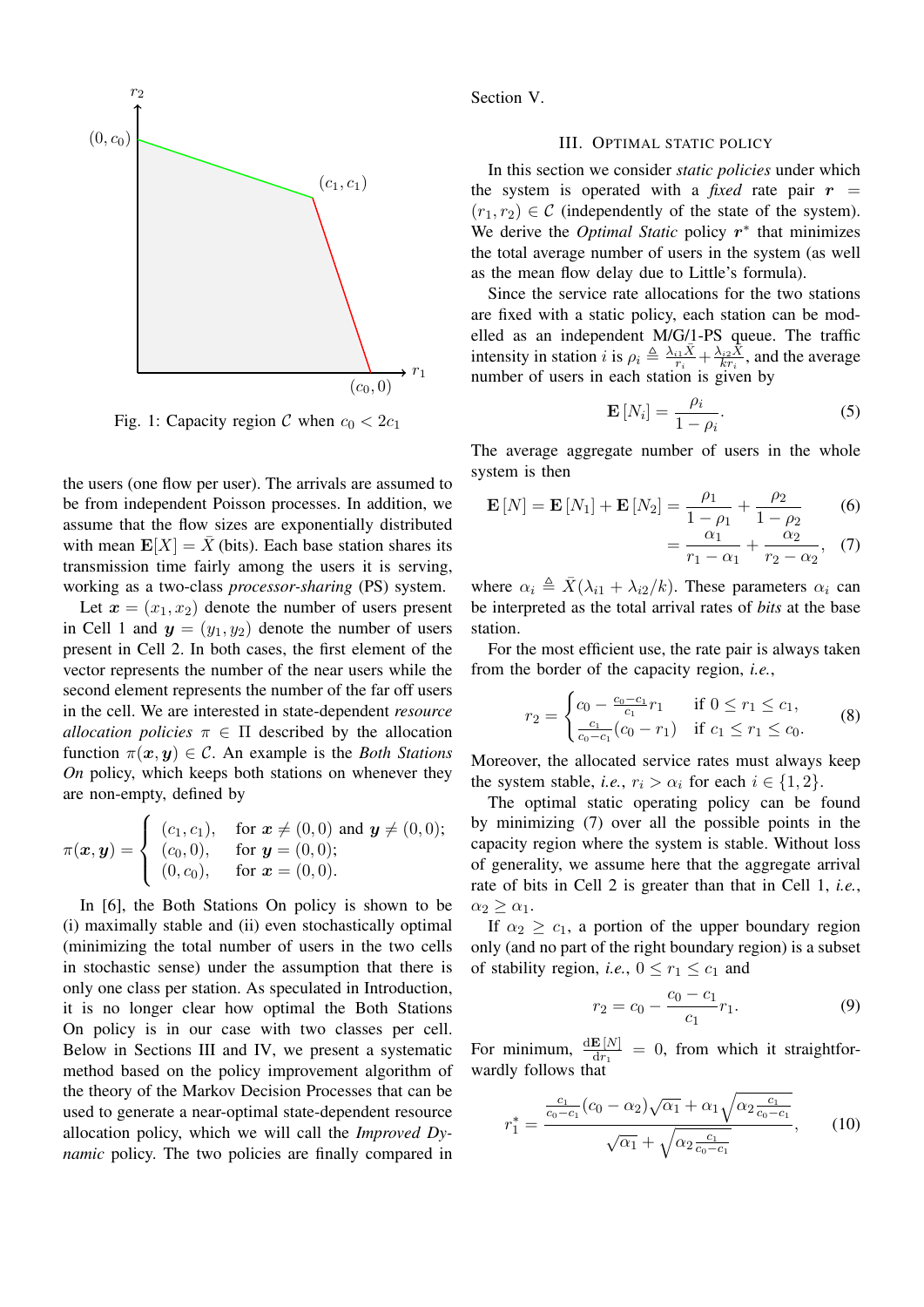Fig. 1: Capacity region $\mathcal{C}$ when $c_0 < 2c_1$

the users (one flow per user). The arrivals are assumed to be from independent Poisson processes. In addition, we assume that the flow sizes are exponentially distributed with mean $\mathbf{E}[X] = \bar{X}$ (bits). Each base station shares its transmission time fairly among the users it is serving, working as a two-class *processor-sharing* (PS) system.

Let $\boldsymbol{x} = (x_1, x_2)$ denote the number of users present in Cell 1 and $\boldsymbol{y} = (y_1, y_2)$ denote the number of users present in Cell 2. In both cases, the first element of the vector represents the number of the near users while the second element represents the number of the far off users in the cell. We are interested in state-dependent *resource allocation policies* $\pi \in \Pi$ described by the allocation function $\pi(\boldsymbol{x}, \boldsymbol{y}) \in \mathcal{C}$. An example is the *Both Stations On* policy, which keeps both stations on whenever they are non-empty, defined by

$$\pi(\boldsymbol{x}, \boldsymbol{y}) = \begin{cases} (c_1, c_1), & \text{for } \boldsymbol{x} \neq (0,0) \text{ and } \boldsymbol{y} \neq (0,0); \\ (c_0, 0), & \text{for } \boldsymbol{y} = (0,0); \\ (0, c_0), & \text{for } \boldsymbol{x} = (0,0). \end{cases}$$

In [6], the Both Stations On policy is shown to be (i) maximally stable and (ii) even stochastically optimal (minimizing the total number of users in the two cells in stochastic sense) under the assumption that there is only one class per station. As speculated in Introduction, it is no longer clear how optimal the Both Stations On policy is in our case with two classes per cell. Below in Sections III and IV, we present a systematic method based on the policy improvement algorithm of the theory of the Markov Decision Processes that can be used to generate a near-optimal state-dependent resource allocation policy, which we will call the *Improved Dynamic* policy. The two policies are finally compared in Section V.

## III. Optimal Static Policy

In this section we consider *static policies* under which the system is operated with a *fixed* rate pair $\boldsymbol{r} = (r_1, r_2) \in \mathcal{C}$ (independently of the state of the system). We derive the *Optimal Static* policy $\boldsymbol{r}^*$ that minimizes the total average number of users in the system (as well as the mean flow delay due to Little's formula).

Since the service rate allocations for the two stations are fixed with a static policy, each station can be modelled as an independent M/G/1-PS queue. The traffic intensity in station $i$ is $\rho_i \triangleq \frac{\lambda_{i1}\bar{X}}{r_i} + \frac{\lambda_{i2}\bar{X}}{kr_i}$, and the average number of users in each station is given by

$$\mathbf{E}[N_i] = \frac{\rho_i}{1 - \rho_i}. \tag{5}$$

The average aggregate number of users in the whole system is then

$$\begin{aligned} \mathbf{E}[N] = \mathbf{E}[N_1] + \mathbf{E}[N_2] &= \frac{\rho_1}{1-\rho_1} + \frac{\rho_2}{1-\rho_2} && (6) \\ &= \frac{\alpha_1}{r_1 - \alpha_1} + \frac{\alpha_2}{r_2 - \alpha_2}, && (7) \end{aligned}$$

where $\alpha_i \triangleq \bar{X}(\lambda_{i1} + \lambda_{i2}/k)$. These parameters $\alpha_i$ can be interpreted as the total arrival rates of *bits* at the base station.

For the most efficient use, the rate pair is always taken from the border of the capacity region, *i.e.*,

$$r_2 = \begin{cases} c_0 - \frac{c_0 - c_1}{c_1} r_1 & \text{if } 0 \leq r_1 \leq c_1, \\ \frac{c_1}{c_0 - c_1}(c_0 - r_1) & \text{if } c_1 \leq r_1 \leq c_0. \end{cases} \tag{8}$$

Moreover, the allocated service rates must always keep the system stable, *i.e.*, $r_i > \alpha_i$ for each $i \in \{1, 2\}$.

The optimal static operating policy can be found by minimizing (7) over all the possible points in the capacity region where the system is stable. Without loss of generality, we assume here that the aggregate arrival rate of bits in Cell 2 is greater than that in Cell 1, *i.e.*, $\alpha_2 \geq \alpha_1$.

If $\alpha_2 \geq c_1$, a portion of the upper boundary region only (and no part of the right boundary region) is a subset of stability region, *i.e.*, $0 \leq r_1 \leq c_1$ and

$$r_2 = c_0 - \frac{c_0 - c_1}{c_1} r_1. \tag{9}$$

For minimum, $\frac{\mathrm{d}\mathbf{E}[N]}{\mathrm{d}r_1} = 0$, from which it straightforwardly follows that

$$r_1^* = \frac{\frac{c_1}{c_0 - c_1}(c_0 - \alpha_2)\sqrt{\alpha_1} + \alpha_1\sqrt{\alpha_2 \frac{c_1}{c_0 - c_1}}}{\sqrt{\alpha_1} + \sqrt{\alpha_2 \frac{c_1}{c_0 - c_1}}}, \tag{10}$$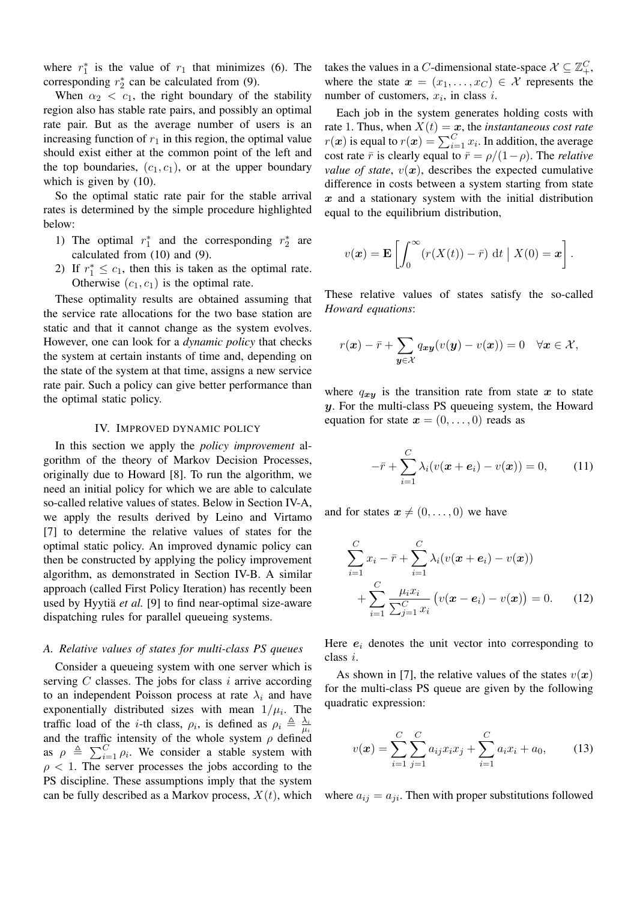where $r_1^*$ is the value of $r_1$ that minimizes (6). The corresponding $r_2^*$ can be calculated from (9).

When $\alpha_2 < c_1$, the right boundary of the stability region also has stable rate pairs, and possibly an optimal rate pair. But as the average number of users is an increasing function of $r_1$ in this region, the optimal value should exist either at the common point of the left and the top boundaries, $(c_1, c_1)$, or at the upper boundary which is given by (10).

So the optimal static rate pair for the stable arrival rates is determined by the simple procedure highlighted below:

1) The optimal $r_1^*$ and the corresponding $r_2^*$ are calculated from (10) and (9).
2) If $r_1^* \leq c_1$, then this is taken as the optimal rate. Otherwise $(c_1, c_1)$ is the optimal rate.

These optimality results are obtained assuming that the service rate allocations for the two base station are static and that it cannot change as the system evolves. However, one can look for a *dynamic policy* that checks the system at certain instants of time and, depending on the state of the system at that time, assigns a new service rate pair. Such a policy can give better performance than the optimal static policy.

## IV. Improved dynamic policy

In this section we apply the *policy improvement* algorithm of the theory of Markov Decision Processes, originally due to Howard [8]. To run the algorithm, we need an initial policy for which we are able to calculate so-called relative values of states. Below in Section IV-A, we apply the results derived by Leino and Virtamo [7] to determine the relative values of states for the optimal static policy. An improved dynamic policy can then be constructed by applying the policy improvement algorithm, as demonstrated in Section IV-B. A similar approach (called First Policy Iteration) has recently been used by Hyytiä *et al.* [9] to find near-optimal size-aware dispatching rules for parallel queueing systems.

### A. Relative values of states for multi-class PS queues

Consider a queueing system with one server which is serving $C$ classes. The jobs for class $i$ arrive according to an independent Poisson process at rate $\lambda_i$ and have exponentially distributed sizes with mean $1/\mu_i$. The traffic load of the $i$-th class, $\rho_i$, is defined as $\rho_i \triangleq \frac{\lambda_i}{\mu_i}$ and the traffic intensity of the whole system $\rho$ defined as $\rho \triangleq \sum_{i=1}^{C} \rho_i$. We consider a stable system with $\rho < 1$. The server processes the jobs according to the PS discipline. These assumptions imply that the system can be fully described as a Markov process, $X(t)$, which takes the values in a $C$-dimensional state-space $\mathcal{X} \subseteq \mathbb{Z}_+^C$, where the state $\boldsymbol{x} = (x_1, \ldots, x_C) \in \mathcal{X}$ represents the number of customers, $x_i$, in class $i$.

Each job in the system generates holding costs with rate 1. Thus, when $X(t) = \boldsymbol{x}$, the *instantaneous cost rate* $r(\boldsymbol{x})$ is equal to $r(\boldsymbol{x}) = \sum_{i=1}^{C} x_i$. In addition, the average cost rate $\bar{r}$ is clearly equal to $\bar{r} = \rho/(1-\rho)$. The *relative value of state*, $v(\boldsymbol{x})$, describes the expected cumulative difference in costs between a system starting from state $\boldsymbol{x}$ and a stationary system with the initial distribution equal to the equilibrium distribution,

$$v(\boldsymbol{x}) = \mathbf{E}\left[\int_0^\infty (r(X(t)) - \bar{r})\ \mathrm{d}t \mid X(0) = \boldsymbol{x}\right].$$

These relative values of states satisfy the so-called *Howard equations*:

$$r(\boldsymbol{x}) - \bar{r} + \sum_{\boldsymbol{y} \in \mathcal{X}} q_{\boldsymbol{x}\boldsymbol{y}}(v(\boldsymbol{y}) - v(\boldsymbol{x})) = 0 \quad \forall \boldsymbol{x} \in \mathcal{X},$$

where $q_{\boldsymbol{x}\boldsymbol{y}}$ is the transition rate from state $\boldsymbol{x}$ to state $\boldsymbol{y}$. For the multi-class PS queueing system, the Howard equation for state $\boldsymbol{x} = (0, \ldots, 0)$ reads as

$$-\bar{r} + \sum_{i=1}^{C} \lambda_i (v(\boldsymbol{x} + \boldsymbol{e}_i) - v(\boldsymbol{x})) = 0, \tag{11}$$

and for states $\boldsymbol{x} \neq (0, \ldots, 0)$ we have

$$\sum_{i=1}^{C} x_i - \bar{r} + \sum_{i=1}^{C} \lambda_i (v(\boldsymbol{x} + \boldsymbol{e}_i) - v(\boldsymbol{x})) + \sum_{i=1}^{C} \frac{\mu_i x_i}{\sum_{j=1}^{C} x_i} \big(v(\boldsymbol{x} - \boldsymbol{e}_i) - v(\boldsymbol{x})\big) = 0. \tag{12}$$

Here $\boldsymbol{e}_i$ denotes the unit vector into corresponding to class $i$.

As shown in [7], the relative values of the states $v(\boldsymbol{x})$ for the multi-class PS queue are given by the following quadratic expression:

$$v(\boldsymbol{x}) = \sum_{i=1}^{C} \sum_{j=1}^{C} a_{ij} x_i x_j + \sum_{i=1}^{C} a_i x_i + a_0, \tag{13}$$

where $a_{ij} = a_{ji}$. Then with proper substitutions followed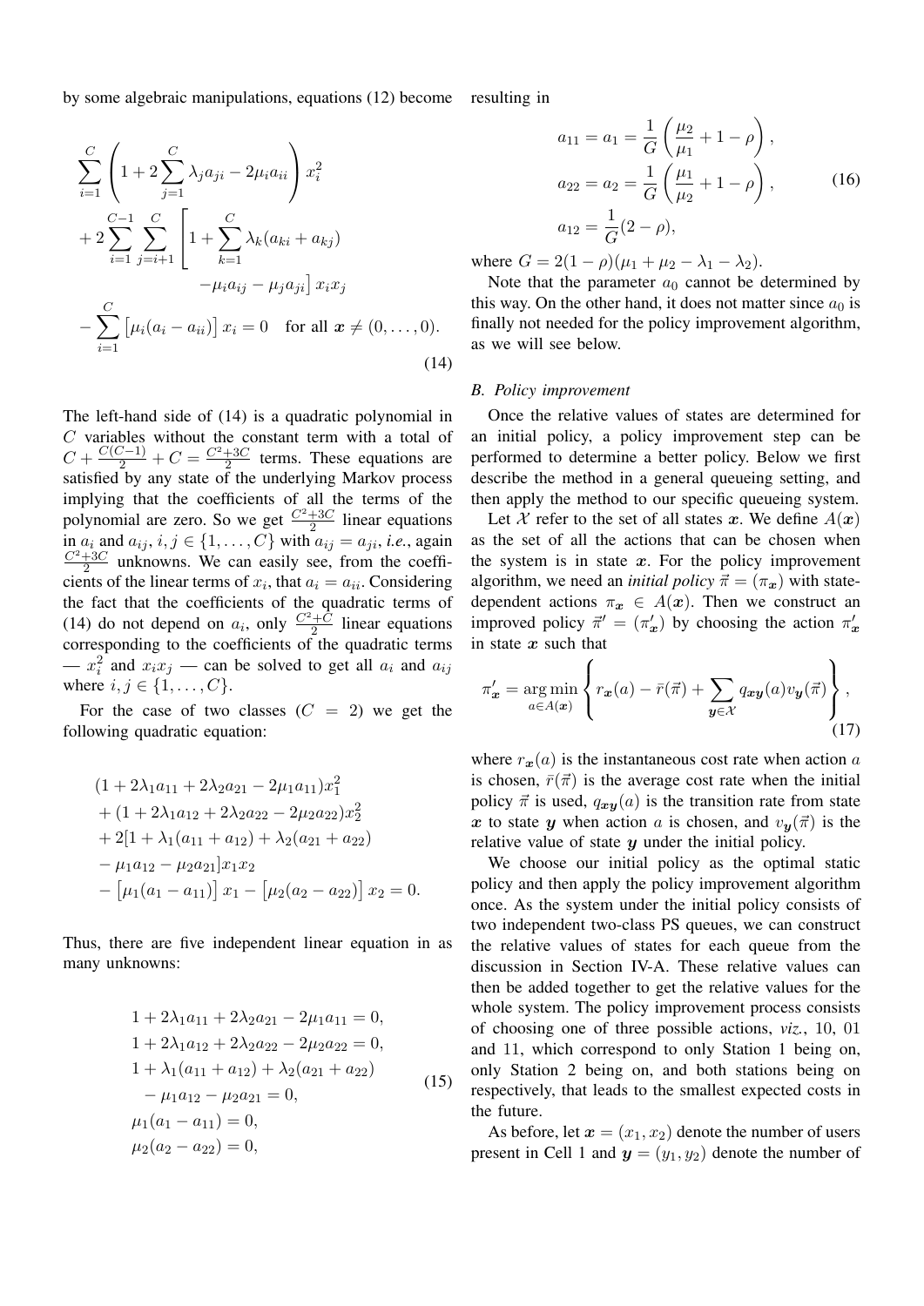by some algebraic manipulations, equations (12) become

$$
\begin{aligned}
&\sum_{i=1}^{C}\left(1+2\sum_{j=1}^{C}\lambda_j a_{ji}-2\mu_i a_{ii}\right)x_i^2 \\
&+2\sum_{i=1}^{C-1}\sum_{j=i+1}^{C}\left[1+\sum_{k=1}^{C}\lambda_k(a_{ki}+a_{kj})\right. \\
&\qquad\qquad\qquad \left.-\mu_i a_{ij}-\mu_j a_{ji}\right]x_i x_j \\
&-\sum_{i=1}^{C}\left[\mu_i(a_i-a_{ii})\right]x_i=0 \quad \text{for all } \boldsymbol{x}\neq(0,\ldots,0).
\end{aligned}
\tag{14}
$$

The left-hand side of (14) is a quadratic polynomial in $C$ variables without the constant term with a total of $C+\frac{C(C-1)}{2}+C=\frac{C^2+3C}{2}$ terms. These equations are satisfied by any state of the underlying Markov process implying that the coefficients of all the terms of the polynomial are zero. So we get $\frac{C^2+3C}{2}$ linear equations in $a_i$ and $a_{ij}$, $i,j\in\{1,\ldots,C\}$ with $a_{ij}=a_{ji}$, *i.e.*, again $\frac{C^2+3C}{2}$ unknowns. We can easily see, from the coefficients of the linear terms of $x_i$, that $a_i=a_{ii}$. Considering the fact that the coefficients of the quadratic terms of (14) do not depend on $a_i$, only $\frac{C^2+C}{2}$ linear equations corresponding to the coefficients of the quadratic terms — $x_i^2$ and $x_i x_j$ — can be solved to get all $a_i$ and $a_{ij}$ where $i,j\in\{1,\ldots,C\}$.

For the case of two classes ($C=2$) we get the following quadratic equation:

$$
\begin{aligned}
&(1+2\lambda_1 a_{11}+2\lambda_2 a_{21}-2\mu_1 a_{11})x_1^2 \\
&+(1+2\lambda_1 a_{12}+2\lambda_2 a_{22}-2\mu_2 a_{22})x_2^2 \\
&+2[1+\lambda_1(a_{11}+a_{12})+\lambda_2(a_{21}+a_{22}) \\
&-\mu_1 a_{12}-\mu_2 a_{21}]x_1 x_2 \\
&-\left[\mu_1(a_1-a_{11})\right]x_1-\left[\mu_2(a_2-a_{22})\right]x_2=0.
\end{aligned}
$$

Thus, there are five independent linear equation in as many unknowns:

$$
\begin{aligned}
&1+2\lambda_1 a_{11}+2\lambda_2 a_{21}-2\mu_1 a_{11}=0, \\
&1+2\lambda_1 a_{12}+2\lambda_2 a_{22}-2\mu_2 a_{22}=0, \\
&1+\lambda_1(a_{11}+a_{12})+\lambda_2(a_{21}+a_{22}) \\
&\quad-\mu_1 a_{12}-\mu_2 a_{21}=0, \\
&\mu_1(a_1-a_{11})=0, \\
&\mu_2(a_2-a_{22})=0,
\end{aligned}
\tag{15}
$$

resulting in

$$
\begin{aligned}
a_{11}=a_1&=\frac{1}{G}\left(\frac{\mu_2}{\mu_1}+1-\rho\right), \\
a_{22}=a_2&=\frac{1}{G}\left(\frac{\mu_1}{\mu_2}+1-\rho\right), \\
a_{12}&=\frac{1}{G}(2-\rho),
\end{aligned}
\tag{16}
$$

where $G=2(1-\rho)(\mu_1+\mu_2-\lambda_1-\lambda_2)$.

Note that the parameter $a_0$ cannot be determined by this way. On the other hand, it does not matter since $a_0$ is finally not needed for the policy improvement algorithm, as we will see below.

### B. Policy improvement

Once the relative values of states are determined for an initial policy, a policy improvement step can be performed to determine a better policy. Below we first describe the method in a general queueing setting, and then apply the method to our specific queueing system.

Let $\mathcal{X}$ refer to the set of all states $\boldsymbol{x}$. We define $A(\boldsymbol{x})$ as the set of all the actions that can be chosen when the system is in state $\boldsymbol{x}$. For the policy improvement algorithm, we need an *initial policy* $\vec{\pi}=(\pi_{\boldsymbol{x}})$ with state-dependent actions $\pi_{\boldsymbol{x}}\in A(\boldsymbol{x})$. Then we construct an improved policy $\vec{\pi}'=(\pi'_{\boldsymbol{x}})$ by choosing the action $\pi'_{\boldsymbol{x}}$ in state $\boldsymbol{x}$ such that

$$
\pi'_{\boldsymbol{x}}=\underset{a\in A(\boldsymbol{x})}{\arg\min}\left\{r_{\boldsymbol{x}}(a)-\bar{r}(\vec{\pi})+\sum_{\boldsymbol{y}\in\mathcal{X}}q_{\boldsymbol{xy}}(a)v_{\boldsymbol{y}}(\vec{\pi})\right\},
\tag{17}
$$

where $r_{\boldsymbol{x}}(a)$ is the instantaneous cost rate when action $a$ is chosen, $\bar{r}(\vec{\pi})$ is the average cost rate when the initial policy $\vec{\pi}$ is used, $q_{\boldsymbol{xy}}(a)$ is the transition rate from state $\boldsymbol{x}$ to state $\boldsymbol{y}$ when action $a$ is chosen, and $v_{\boldsymbol{y}}(\vec{\pi})$ is the relative value of state $\boldsymbol{y}$ under the initial policy.

We choose our initial policy as the optimal static policy and then apply the policy improvement algorithm once. As the system under the initial policy consists of two independent two-class PS queues, we can construct the relative values of states for each queue from the discussion in Section IV-A. These relative values can then be added together to get the relative values for the whole system. The policy improvement process consists of choosing one of three possible actions, *viz.*, 10, 01 and 11, which correspond to only Station 1 being on, only Station 2 being on, and both stations being on respectively, that leads to the smallest expected costs in the future.

As before, let $\boldsymbol{x}=(x_1,x_2)$ denote the number of users present in Cell 1 and $\boldsymbol{y}=(y_1,y_2)$ denote the number of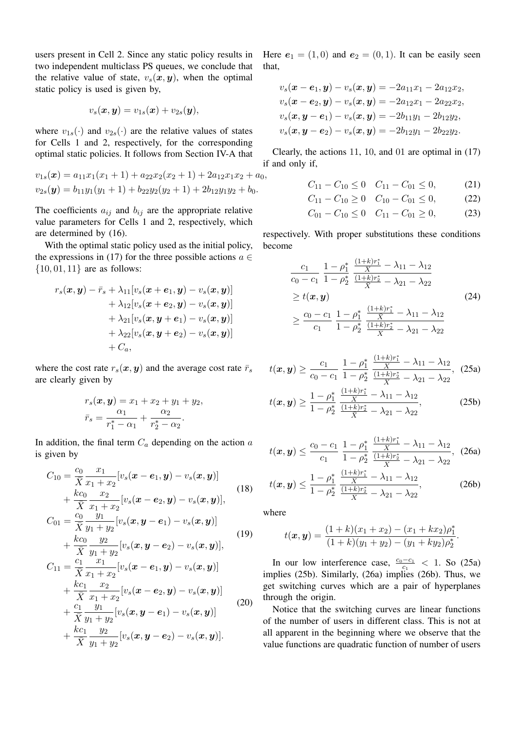users present in Cell 2. Since any static policy results in two independent multiclass PS queues, we conclude that the relative value of state, $v_s(\boldsymbol{x}, \boldsymbol{y})$, when the optimal static policy is used is given by,

$$v_s(\boldsymbol{x}, \boldsymbol{y}) = v_{1s}(\boldsymbol{x}) + v_{2s}(\boldsymbol{y}),$$

where $v_{1s}(\cdot)$ and $v_{2s}(\cdot)$ are the relative values of states for Cells 1 and 2, respectively, for the corresponding optimal static policies. It follows from Section IV-A that

$$v_{1s}(\boldsymbol{x}) = a_{11}x_1(x_1+1) + a_{22}x_2(x_2+1) + 2a_{12}x_1x_2 + a_0,$$
$$v_{2s}(\boldsymbol{y}) = b_{11}y_1(y_1+1) + b_{22}y_2(y_2+1) + 2b_{12}y_1y_2 + b_0.$$

The coefficients $a_{ij}$ and $b_{ij}$ are the appropriate relative value parameters for Cells 1 and 2, respectively, which are determined by (16).

With the optimal static policy used as the initial policy, the expressions in (17) for the three possible actions $a \in \{10, 01, 11\}$ are as follows:

$$\begin{aligned} r_s(\boldsymbol{x}, \boldsymbol{y}) - \bar{r}_s &+ \lambda_{11}[v_s(\boldsymbol{x}+\boldsymbol{e}_1, \boldsymbol{y}) - v_s(\boldsymbol{x}, \boldsymbol{y})] \\ &+ \lambda_{12}[v_s(\boldsymbol{x}+\boldsymbol{e}_2, \boldsymbol{y}) - v_s(\boldsymbol{x}, \boldsymbol{y})] \\ &+ \lambda_{21}[v_s(\boldsymbol{x}, \boldsymbol{y}+\boldsymbol{e}_1) - v_s(\boldsymbol{x}, \boldsymbol{y})] \\ &+ \lambda_{22}[v_s(\boldsymbol{x}, \boldsymbol{y}+\boldsymbol{e}_2) - v_s(\boldsymbol{x}, \boldsymbol{y})] \\ &+ C_a, \end{aligned}$$

where the cost rate $r_s(\boldsymbol{x}, \boldsymbol{y})$ and the average cost rate $\bar{r}_s$ are clearly given by

$$r_s(\boldsymbol{x}, \boldsymbol{y}) = x_1 + x_2 + y_1 + y_2,$$
$$\bar{r}_s = \frac{\alpha_1}{r_1^* - \alpha_1} + \frac{\alpha_2}{r_2^* - \alpha_2}.$$

In addition, the final term $C_a$ depending on the action $a$ is given by

$$\begin{aligned} C_{10} = &\frac{c_0}{\bar{X}} \frac{x_1}{x_1+x_2}[v_s(\boldsymbol{x}-\boldsymbol{e}_1, \boldsymbol{y}) - v_s(\boldsymbol{x}, \boldsymbol{y})] \\ &+ \frac{kc_0}{\bar{X}} \frac{x_2}{x_1+x_2}[v_s(\boldsymbol{x}-\boldsymbol{e}_2, \boldsymbol{y}) - v_s(\boldsymbol{x}, \boldsymbol{y})], \end{aligned} \tag{18}$$

$$\begin{aligned} C_{01} = &\frac{c_0}{\bar{X}} \frac{y_1}{y_1+y_2}[v_s(\boldsymbol{x}, \boldsymbol{y}-\boldsymbol{e}_1) - v_s(\boldsymbol{x}, \boldsymbol{y})] \\ &+ \frac{kc_0}{\bar{X}} \frac{y_2}{y_1+y_2}[v_s(\boldsymbol{x}, \boldsymbol{y}-\boldsymbol{e}_2) - v_s(\boldsymbol{x}, \boldsymbol{y})], \end{aligned} \tag{19}$$

$$\begin{aligned} C_{11} = &\frac{c_1}{\bar{X}} \frac{x_1}{x_1+x_2}[v_s(\boldsymbol{x}-\boldsymbol{e}_1, \boldsymbol{y}) - v_s(\boldsymbol{x}, \boldsymbol{y})] \\ &+ \frac{kc_1}{\bar{X}} \frac{x_2}{x_1+x_2}[v_s(\boldsymbol{x}-\boldsymbol{e}_2, \boldsymbol{y}) - v_s(\boldsymbol{x}, \boldsymbol{y})] \\ &+ \frac{c_1}{\bar{X}} \frac{y_1}{y_1+y_2}[v_s(\boldsymbol{x}, \boldsymbol{y}-\boldsymbol{e}_1) - v_s(\boldsymbol{x}, \boldsymbol{y})] \\ &+ \frac{kc_1}{\bar{X}} \frac{y_2}{y_1+y_2}[v_s(\boldsymbol{x}, \boldsymbol{y}-\boldsymbol{e}_2) - v_s(\boldsymbol{x}, \boldsymbol{y})]. \end{aligned} \tag{20}$$

Here $\boldsymbol{e}_1 = (1, 0)$ and $\boldsymbol{e}_2 = (0, 1)$. It can be easily seen that,

$$v_s(\boldsymbol{x}-\boldsymbol{e}_1, \boldsymbol{y}) - v_s(\boldsymbol{x}, \boldsymbol{y}) = -2a_{11}x_1 - 2a_{12}x_2,$$
$$v_s(\boldsymbol{x}-\boldsymbol{e}_2, \boldsymbol{y}) - v_s(\boldsymbol{x}, \boldsymbol{y}) = -2a_{12}x_1 - 2a_{22}x_2,$$
$$v_s(\boldsymbol{x}, \boldsymbol{y}-\boldsymbol{e}_1) - v_s(\boldsymbol{x}, \boldsymbol{y}) = -2b_{11}y_1 - 2b_{12}y_2,$$
$$v_s(\boldsymbol{x}, \boldsymbol{y}-\boldsymbol{e}_2) - v_s(\boldsymbol{x}, \boldsymbol{y}) = -2b_{12}y_1 - 2b_{22}y_2.$$

Clearly, the actions 11, 10, and 01 are optimal in (17) if and only if,

$$C_{11} - C_{10} \leq 0 \quad C_{11} - C_{01} \leq 0, \tag{21}$$
$$C_{11} - C_{10} \geq 0 \quad C_{10} - C_{01} \leq 0, \tag{22}$$
$$C_{01} - C_{10} \leq 0 \quad C_{11} - C_{01} \geq 0, \tag{23}$$

respectively. With proper substitutions these conditions become

$$\begin{aligned} &\frac{c_1}{c_0 - c_1} \, \frac{1-\rho_1^*}{1-\rho_2^*} \, \frac{\frac{(1+k)r_1^*}{X} - \lambda_{11} - \lambda_{12}}{\frac{(1+k)r_2^*}{X} - \lambda_{21} - \lambda_{22}} \\ &\geq t(\boldsymbol{x}, \boldsymbol{y}) \\ &\geq \frac{c_0 - c_1}{c_1} \, \frac{1-\rho_1^*}{1-\rho_2^*} \, \frac{\frac{(1+k)r_1^*}{X} - \lambda_{11} - \lambda_{12}}{\frac{(1+k)r_2^*}{X} - \lambda_{21} - \lambda_{22}} \end{aligned} \tag{24}$$

$$t(\boldsymbol{x}, \boldsymbol{y}) \geq \frac{c_1}{c_0 - c_1} \, \frac{1-\rho_1^*}{1-\rho_2^*} \, \frac{\frac{(1+k)r_1^*}{X} - \lambda_{11} - \lambda_{12}}{\frac{(1+k)r_2^*}{X} - \lambda_{21} - \lambda_{22}}, \tag{25a}$$

$$t(\boldsymbol{x}, \boldsymbol{y}) \geq \frac{1-\rho_1^*}{1-\rho_2^*} \, \frac{\frac{(1+k)r_1^*}{X} - \lambda_{11} - \lambda_{12}}{\frac{(1+k)r_2^*}{X} - \lambda_{21} - \lambda_{22}}, \tag{25b}$$

$$t(\boldsymbol{x}, \boldsymbol{y}) \leq \frac{c_0 - c_1}{c_1} \, \frac{1-\rho_1^*}{1-\rho_2^*} \, \frac{\frac{(1+k)r_1^*}{X} - \lambda_{11} - \lambda_{12}}{\frac{(1+k)r_2^*}{X} - \lambda_{21} - \lambda_{22}}, \tag{26a}$$

$$t(\boldsymbol{x}, \boldsymbol{y}) \leq \frac{1-\rho_1^*}{1-\rho_2^*} \, \frac{\frac{(1+k)r_1^*}{X} - \lambda_{11} - \lambda_{12}}{\frac{(1+k)r_2^*}{X} - \lambda_{21} - \lambda_{22}}, \tag{26b}$$

where

$$t(\boldsymbol{x}, \boldsymbol{y}) = \frac{(1+k)(x_1+x_2) - (x_1+kx_2)\rho_1^*}{(1+k)(y_1+y_2) - (y_1+ky_2)\rho_2^*}.$$

In our low interference case, $\frac{c_0 - c_1}{c_1} < 1$. So (25a) implies (25b). Similarly, (26a) implies (26b). Thus, we get switching curves which are a pair of hyperplanes through the origin.

Notice that the switching curves are linear functions of the number of users in different class. This is not at all apparent in the beginning where we observe that the value functions are quadratic function of number of users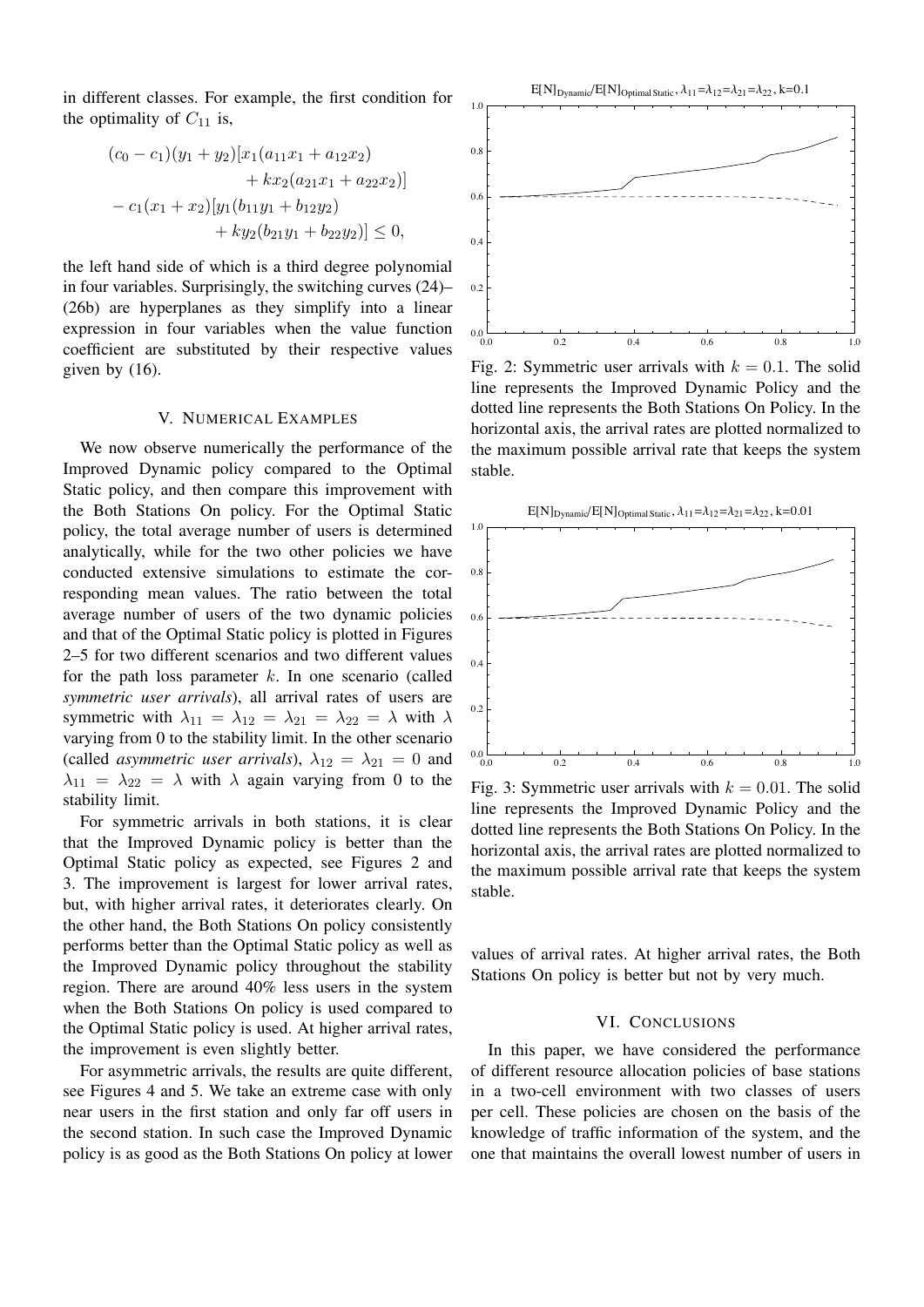in different classes. For example, the first condition for the optimality of $C_{11}$ is,

$$
\begin{aligned}
&(c_0 - c_1)(y_1 + y_2)[x_1(a_{11}x_1 + a_{12}x_2) \\
&\qquad\qquad + kx_2(a_{21}x_1 + a_{22}x_2)] \\
&- c_1(x_1 + x_2)[y_1(b_{11}y_1 + b_{12}y_2) \\
&\qquad\qquad + ky_2(b_{21}y_1 + b_{22}y_2)] \leq 0,
\end{aligned}
$$

the left hand side of which is a third degree polynomial in four variables. Surprisingly, the switching curves (24)–(26b) are hyperplanes as they simplify into a linear expression in four variables when the value function coefficient are substituted by their respective values given by (16).

## V. Numerical Examples

We now observe numerically the performance of the Improved Dynamic policy compared to the Optimal Static policy, and then compare this improvement with the Both Stations On policy. For the Optimal Static policy, the total average number of users is determined analytically, while for the two other policies we have conducted extensive simulations to estimate the corresponding mean values. The ratio between the total average number of users of the two dynamic policies and that of the Optimal Static policy is plotted in Figures 2–5 for two different scenarios and two different values for the path loss parameter $k$. In one scenario (called *symmetric user arrivals*), all arrival rates of users are symmetric with $\lambda_{11} = \lambda_{12} = \lambda_{21} = \lambda_{22} = \lambda$ with $\lambda$ varying from 0 to the stability limit. In the other scenario (called *asymmetric user arrivals*), $\lambda_{12} = \lambda_{21} = 0$ and $\lambda_{11} = \lambda_{22} = \lambda$ with $\lambda$ again varying from 0 to the stability limit.

For symmetric arrivals in both stations, it is clear that the Improved Dynamic policy is better than the Optimal Static policy as expected, see Figures 2 and 3. The improvement is largest for lower arrival rates, but, with higher arrival rates, it deteriorates clearly. On the other hand, the Both Stations On policy consistently performs better than the Optimal Static policy as well as the Improved Dynamic policy throughout the stability region. There are around 40% less users in the system when the Both Stations On policy is used compared to the Optimal Static policy is used. At higher arrival rates, the improvement is even slightly better.

For asymmetric arrivals, the results are quite different, see Figures 4 and 5. We take an extreme case with only near users in the first station and only far off users in the second station. In such case the Improved Dynamic policy is as good as the Both Stations On policy at lower values of arrival rates. At higher arrival rates, the Both Stations On policy is better but not by very much.

$E[N]_{\text{Dynamic}}/E[N]_{\text{Optimal Static}}$, $\lambda_{11}=\lambda_{12}=\lambda_{21}=\lambda_{22}$, k=0.1

Fig. 2: Symmetric user arrivals with $k = 0.1$. The solid line represents the Improved Dynamic Policy and the dotted line represents the Both Stations On Policy. In the horizontal axis, the arrival rates are plotted normalized to the maximum possible arrival rate that keeps the system stable.

$E[N]_{\text{Dynamic}}/E[N]_{\text{Optimal Static}}$, $\lambda_{11}=\lambda_{12}=\lambda_{21}=\lambda_{22}$, k=0.01

Fig. 3: Symmetric user arrivals with $k = 0.01$. The solid line represents the Improved Dynamic Policy and the dotted line represents the Both Stations On Policy. In the horizontal axis, the arrival rates are plotted normalized to the maximum possible arrival rate that keeps the system stable.

## VI. Conclusions

In this paper, we have considered the performance of different resource allocation policies of base stations in a two-cell environment with two classes of users per cell. These policies are chosen on the basis of the knowledge of traffic information of the system, and the one that maintains the overall lowest number of users in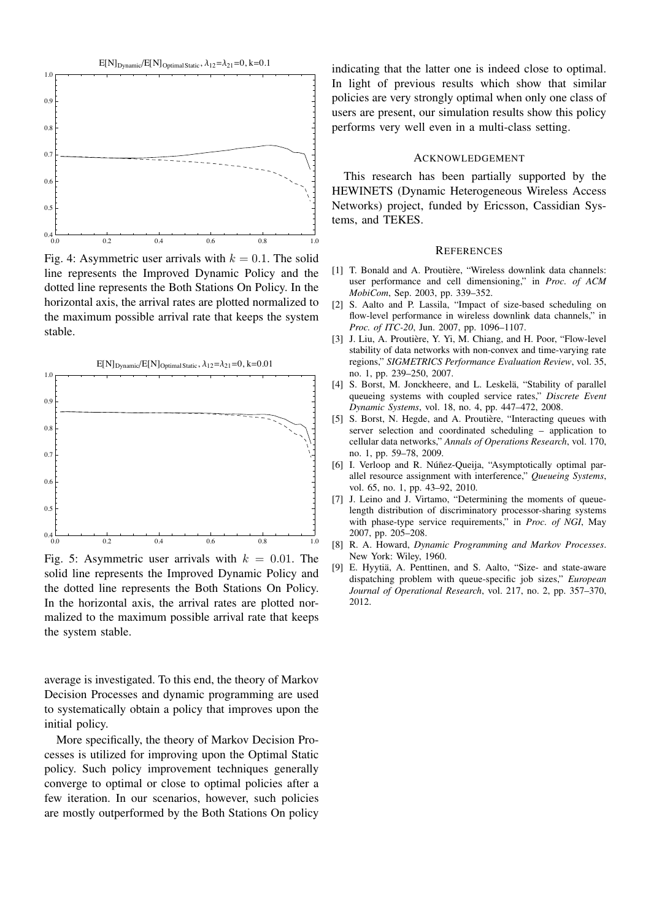$E[N]_{Dynamic}/E[N]_{Optimal\,Static}$, $\lambda_{12}=\lambda_{21}=0$, k=0.1

1.0
0.9
0.8
0.7
0.6
0.5
0.4
0.0 0.2 0.4 0.6 0.8 1.0

Fig. 4: Asymmetric user arrivals with $k = 0.1$. The solid line represents the Improved Dynamic Policy and the dotted line represents the Both Stations On Policy. In the horizontal axis, the arrival rates are plotted normalized to the maximum possible arrival rate that keeps the system stable.

$E[N]_{Dynamic}/E[N]_{Optimal\,Static}$, $\lambda_{12}=\lambda_{21}=0$, k=0.01

1.0
0.9
0.8
0.7
0.6
0.5
0.4
0.0 0.2 0.4 0.6 0.8 1.0

Fig. 5: Asymmetric user arrivals with $k = 0.01$. The solid line represents the Improved Dynamic Policy and the dotted line represents the Both Stations On Policy. In the horizontal axis, the arrival rates are plotted normalized to the maximum possible arrival rate that keeps the system stable.

average is investigated. To this end, the theory of Markov Decision Processes and dynamic programming are used to systematically obtain a policy that improves upon the initial policy.

More specifically, the theory of Markov Decision Processes is utilized for improving upon the Optimal Static policy. Such policy improvement techniques generally converge to optimal or close to optimal policies after a few iteration. In our scenarios, however, such policies are mostly outperformed by the Both Stations On policy indicating that the latter one is indeed close to optimal. In light of previous results which show that similar policies are very strongly optimal when only one class of users are present, our simulation results show this policy performs very well even in a multi-class setting.

## Acknowledgement

This research has been partially supported by the HEWINETS (Dynamic Heterogeneous Wireless Access Networks) project, funded by Ericsson, Cassidian Systems, and TEKES.

## References

[1] T. Bonald and A. Proutière, "Wireless downlink data channels: user performance and cell dimensioning," in *Proc. of ACM MobiCom*, Sep. 2003, pp. 339–352.

[2] S. Aalto and P. Lassila, "Impact of size-based scheduling on flow-level performance in wireless downlink data channels," in *Proc. of ITC-20*, Jun. 2007, pp. 1096–1107.

[3] J. Liu, A. Proutière, Y. Yi, M. Chiang, and H. Poor, "Flow-level stability of data networks with non-convex and time-varying rate regions," *SIGMETRICS Performance Evaluation Review*, vol. 35, no. 1, pp. 239–250, 2007.

[4] S. Borst, M. Jonckheere, and L. Leskelä, "Stability of parallel queueing systems with coupled service rates," *Discrete Event Dynamic Systems*, vol. 18, no. 4, pp. 447–472, 2008.

[5] S. Borst, N. Hegde, and A. Proutière, "Interacting queues with server selection and coordinated scheduling – application to cellular data networks," *Annals of Operations Research*, vol. 170, no. 1, pp. 59–78, 2009.

[6] I. Verloop and R. Núñez-Queija, "Asymptotically optimal parallel resource assignment with interference," *Queueing Systems*, vol. 65, no. 1, pp. 43–92, 2010.

[7] J. Leino and J. Virtamo, "Determining the moments of queue-length distribution of discriminatory processor-sharing systems with phase-type service requirements," in *Proc. of NGI*, May 2007, pp. 205–208.

[8] R. A. Howard, *Dynamic Programming and Markov Processes*. New York: Wiley, 1960.

[9] E. Hyytiä, A. Penttinen, and S. Aalto, "Size- and state-aware dispatching problem with queue-specific job sizes," *European Journal of Operational Research*, vol. 217, no. 2, pp. 357–370, 2012.